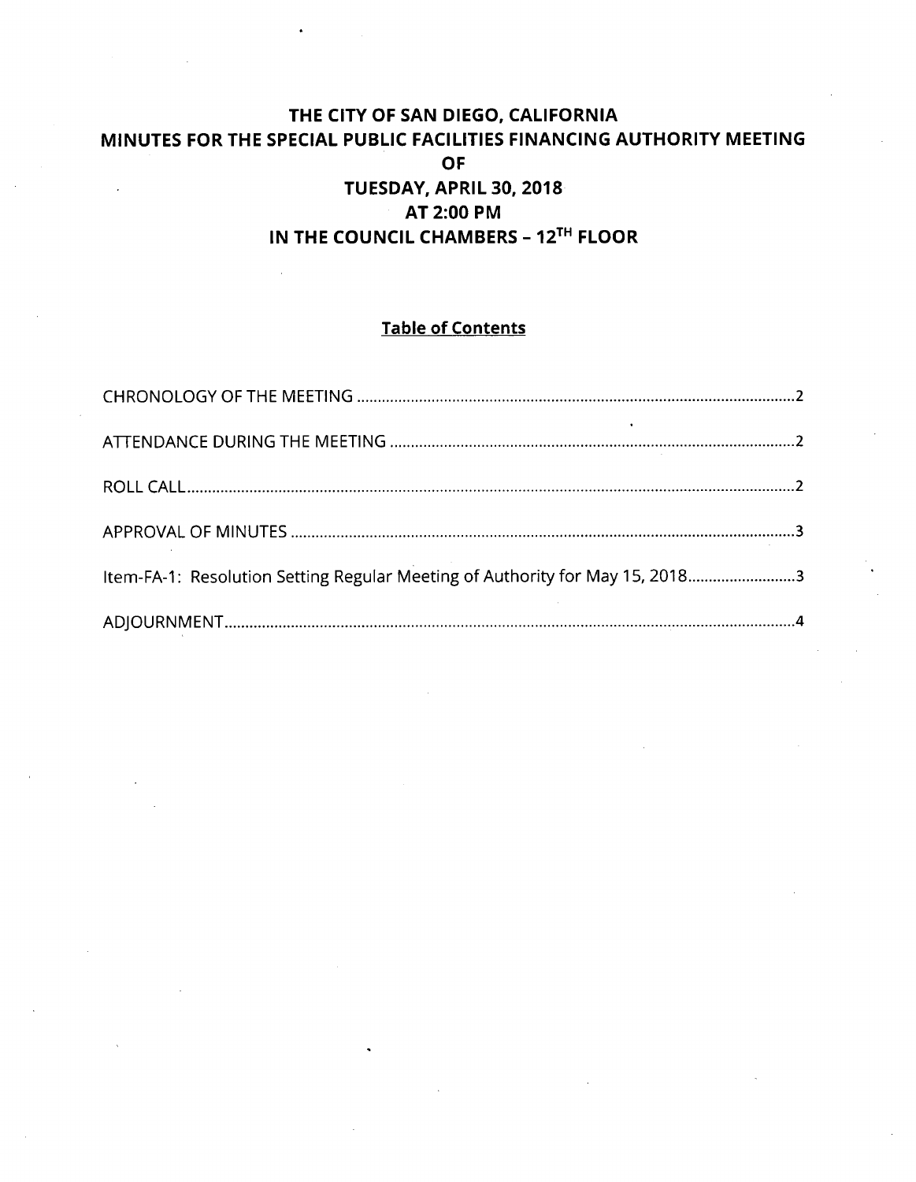# THE CITY OF SAN DIEGO, CALIFORNIA
# MINUTES FOR THE SPECIAL PUBLIC FACILITIES FINANCING AUTHORITY MEETING
# OF
# TUESDAY, APRIL 30, 2018
# AT 2:00 PM
# IN THE COUNCIL CHAMBERS – 12TH FLOOR

## Table of Contents

CHRONOLOGY OF THE MEETING ........................................................................................................2

ATTENDANCE DURING THE MEETING ..........................................................................................2

ROLL CALL..........................................................................................................................................2

APPROVAL OF MINUTES ....................................................................................................................3

Item-FA-1: Resolution Setting Regular Meeting of Authority for May 15, 2018...........................3

ADJOURNMENT.....................................................................................................................................4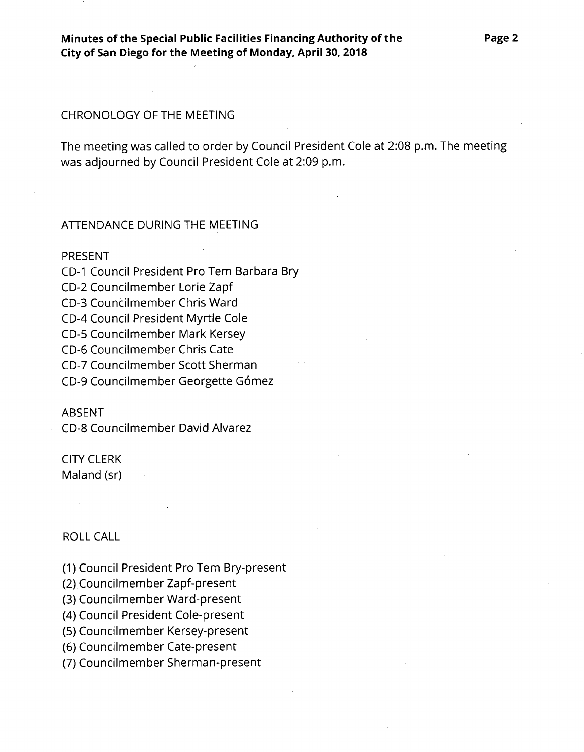CHRONOLOGY OF THE MEETING

The meeting was called to order by Council President Cole at 2:08 p.m. The meeting was adjourned by Council President Cole at 2:09 p.m.

ATTENDANCE DURING THE MEETING

PRESENT
CD-1 Council President Pro Tem Barbara Bry
CD-2 Councilmember Lorie Zapf
CD-3 Councilmember Chris Ward
CD-4 Council President Myrtle Cole
CD-5 Councilmember Mark Kersey
CD-6 Councilmember Chris Cate
CD-7 Councilmember Scott Sherman
CD-9 Councilmember Georgette Gómez

ABSENT
CD-8 Councilmember David Alvarez

CITY CLERK
Maland (sr)

ROLL CALL

(1) Council President Pro Tem Bry-present
(2) Councilmember Zapf-present
(3) Councilmember Ward-present
(4) Council President Cole-present
(5) Councilmember Kersey-present
(6) Councilmember Cate-present
(7) Councilmember Sherman-present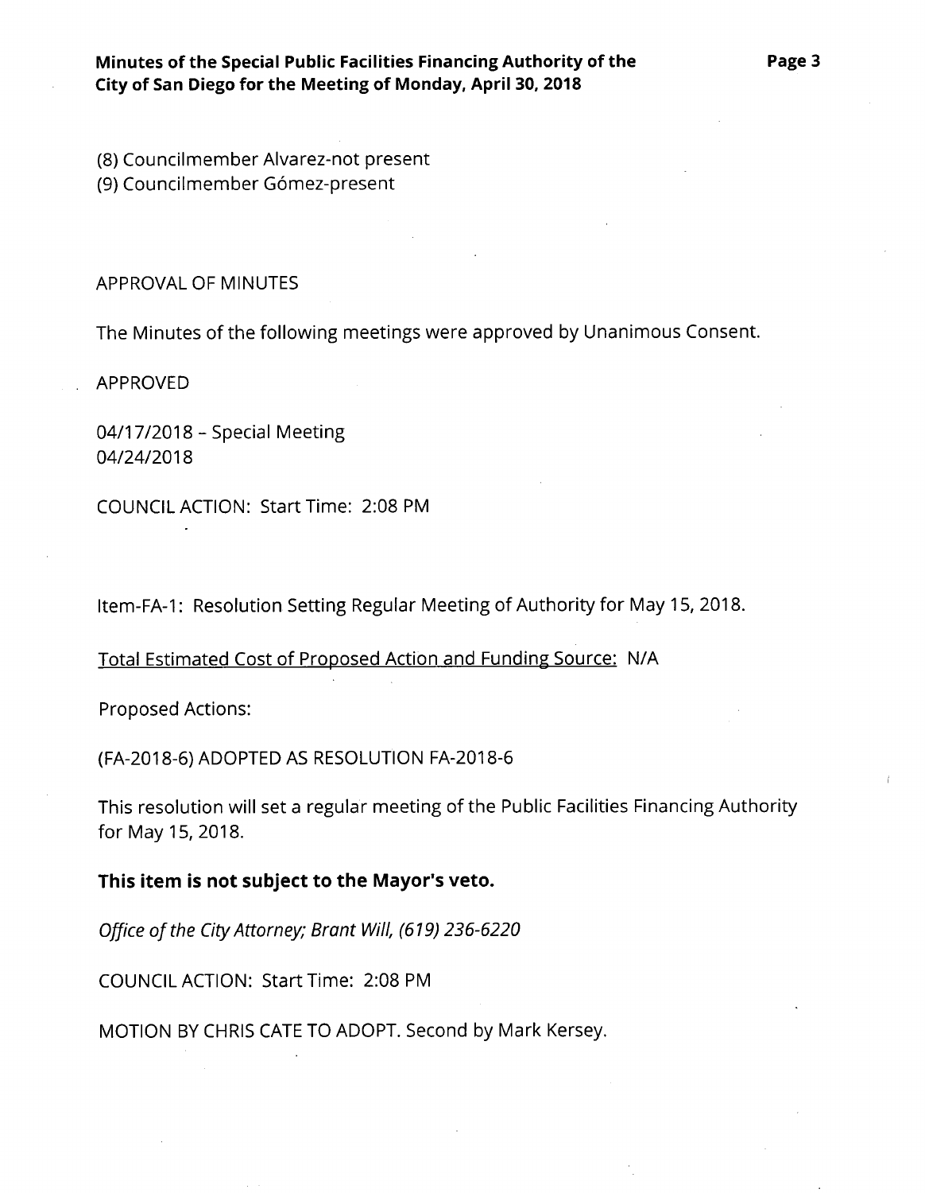(8) Councilmember Alvarez-not present
(9) Councilmember Gómez-present

APPROVAL OF MINUTES

The Minutes of the following meetings were approved by Unanimous Consent.

APPROVED

04/17/2018 – Special Meeting
04/24/2018

COUNCIL ACTION: Start Time: 2:08 PM

Item-FA-1: Resolution Setting Regular Meeting of Authority for May 15, 2018.

Total Estimated Cost of Proposed Action and Funding Source: N/A

Proposed Actions:

(FA-2018-6) ADOPTED AS RESOLUTION FA-2018-6

This resolution will set a regular meeting of the Public Facilities Financing Authority for May 15, 2018.

**This item is not subject to the Mayor's veto.**

*Office of the City Attorney; Brant Will, (619) 236-6220*

COUNCIL ACTION: Start Time: 2:08 PM

MOTION BY CHRIS CATE TO ADOPT. Second by Mark Kersey.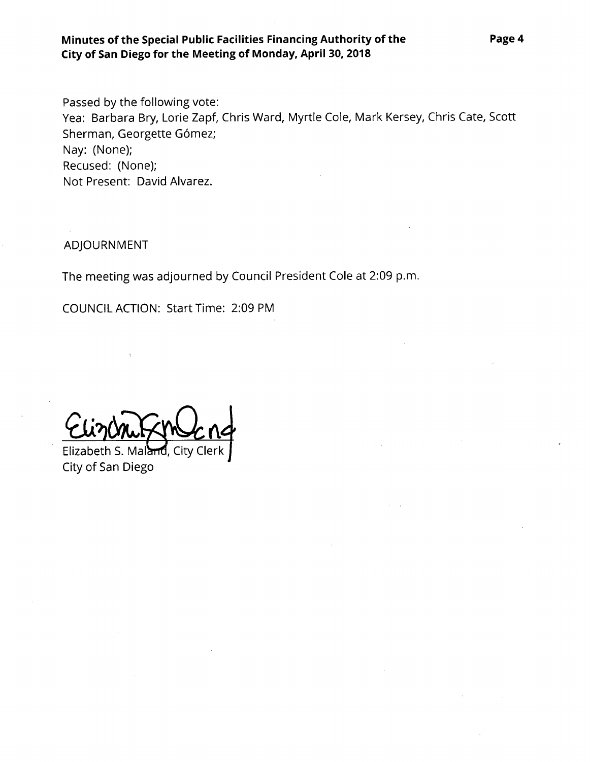Passed by the following vote:
Yea: Barbara Bry, Lorie Zapf, Chris Ward, Myrtle Cole, Mark Kersey, Chris Cate, Scott Sherman, Georgette Gómez;
Nay: (None);
Recused: (None);
Not Present: David Alvarez.

ADJOURNMENT

The meeting was adjourned by Council President Cole at 2:09 p.m.

COUNCIL ACTION: Start Time: 2:09 PM

Elizabeth S. Maland, City Clerk
City of San Diego